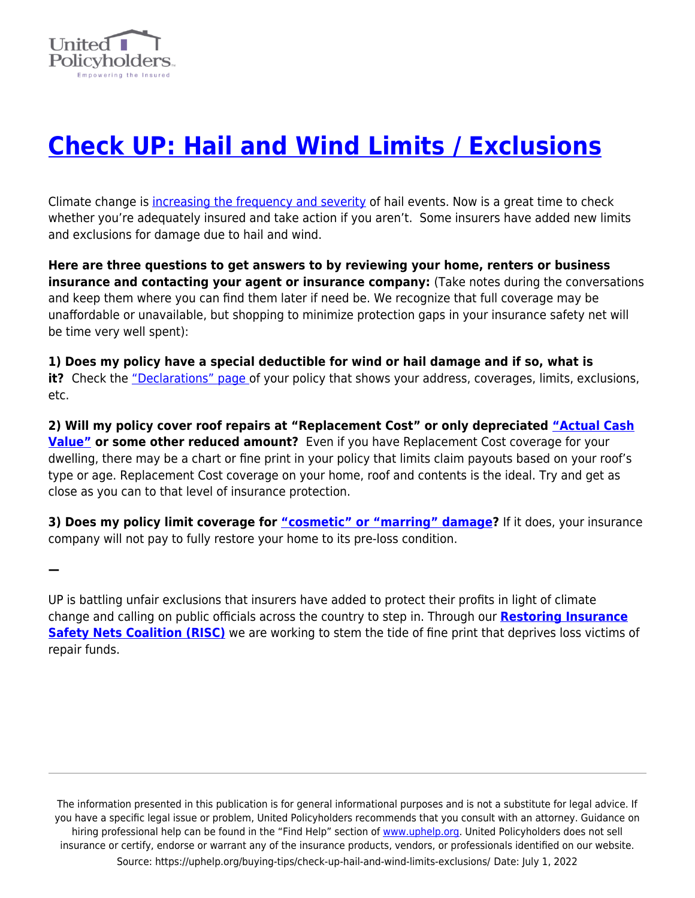# Check UP: Hail and Wind Limits / Exclusions

Climate change is increasing the frequency and severity of hail events. Now is a great time to check whether you're adequately insured and take action if you aren't.  Some insurers have added new limits and exclusions for damage due to hail and wind.

**Here are three questions to get answers to by reviewing your home, renters or business insurance and contacting your agent or insurance company:** (Take notes during the conversations and keep them where you can find them later if need be. We recognize that full coverage may be unaffordable or unavailable, but shopping to minimize protection gaps in your insurance safety net will be time very well spent):

**1) Does my policy have a special deductible for wind or hail damage and if so, what is it?** Check the "Declarations" page of your policy that shows your address, coverages, limits, exclusions, etc.

**2) Will my policy cover roof repairs at "Replacement Cost" or only depreciated "Actual Cash Value" or some other reduced amount?** Even if you have Replacement Cost coverage for your dwelling, there may be a chart or fine print in your policy that limits claim payouts based on your roof's type or age. Replacement Cost coverage on your home, roof and contents is the ideal. Try and get as close as you can to that level of insurance protection.

**3) Does my policy limit coverage for "cosmetic" or "marring" damage?** If it does, your insurance company will not pay to fully restore your home to its pre-loss condition.

—

UP is battling unfair exclusions that insurers have added to protect their profits in light of climate change and calling on public officials across the country to step in. Through our **Restoring Insurance Safety Nets Coalition (RISC)** we are working to stem the tide of fine print that deprives loss victims of repair funds.

The information presented in this publication is for general informational purposes and is not a substitute for legal advice. If you have a specific legal issue or problem, United Policyholders recommends that you consult with an attorney. Guidance on hiring professional help can be found in the "Find Help" section of www.uphelp.org. United Policyholders does not sell insurance or certify, endorse or warrant any of the insurance products, vendors, or professionals identified on our website.

Source: https://uphelp.org/buying-tips/check-up-hail-and-wind-limits-exclusions/ Date: July 1, 2022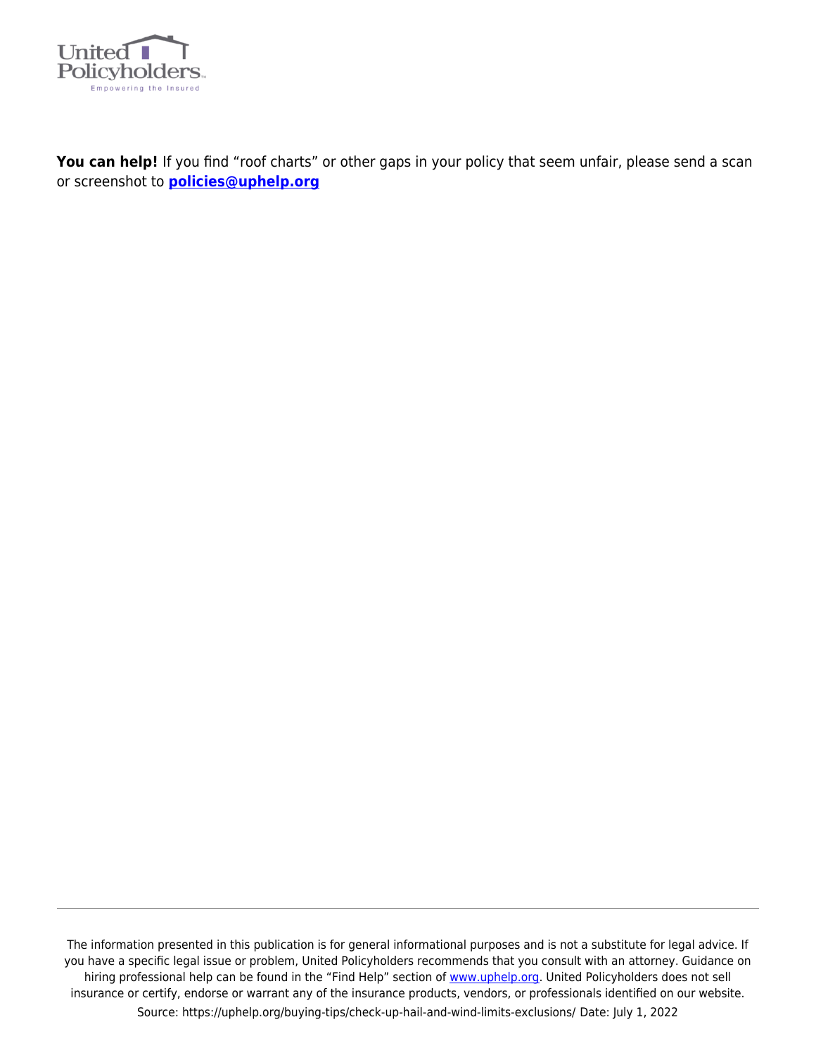**You can help!** If you find "roof charts" or other gaps in your policy that seem unfair, please send a scan or screenshot to **policies@uphelp.org**

---

The information presented in this publication is for general informational purposes and is not a substitute for legal advice. If you have a specific legal issue or problem, United Policyholders recommends that you consult with an attorney. Guidance on hiring professional help can be found in the "Find Help" section of www.uphelp.org. United Policyholders does not sell insurance or certify, endorse or warrant any of the insurance products, vendors, or professionals identified on our website.

Source: https://uphelp.org/buying-tips/check-up-hail-and-wind-limits-exclusions/ Date: July 1, 2022